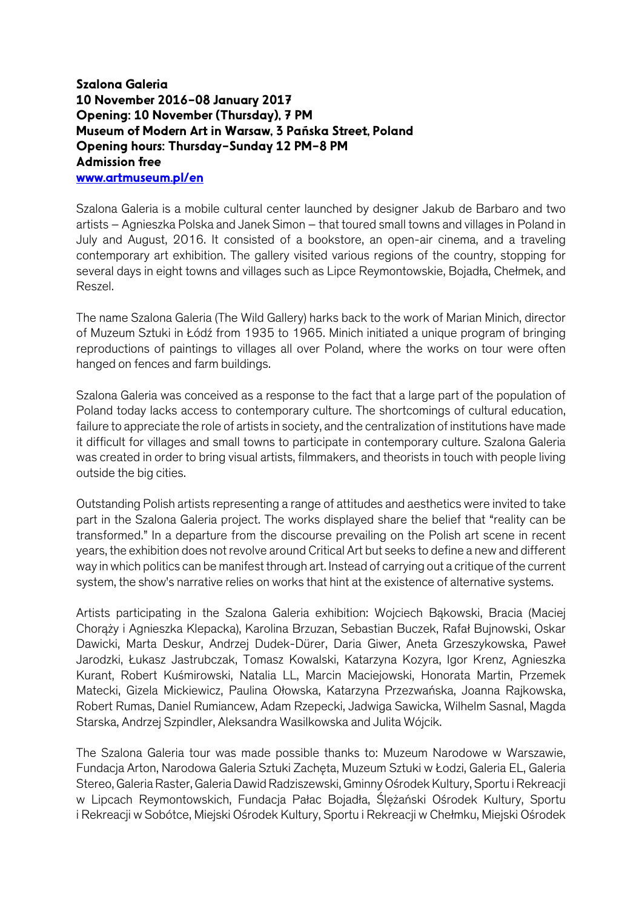**Szalona Galeria**
**10 November 2016–08 January 2017**
**Opening: 10 November (Thursday), 7 PM**
**Museum of Modern Art in Warsaw, 3 Pańska Street, Poland**
**Opening hours: Thursday–Sunday 12 PM–8 PM**
**Admission free**
**[www.artmuseum.pl/en](http://www.artmuseum.pl/en)**

Szalona Galeria is a mobile cultural center launched by designer Jakub de Barbaro and two artists – Agnieszka Polska and Janek Simon – that toured small towns and villages in Poland in July and August, 2016. It consisted of a bookstore, an open-air cinema, and a traveling contemporary art exhibition. The gallery visited various regions of the country, stopping for several days in eight towns and villages such as Lipce Reymontowskie, Bojadła, Chełmek, and Reszel.

The name Szalona Galeria (The Wild Gallery) harks back to the work of Marian Minich, director of Muzeum Sztuki in Łódź from 1935 to 1965. Minich initiated a unique program of bringing reproductions of paintings to villages all over Poland, where the works on tour were often hanged on fences and farm buildings.

Szalona Galeria was conceived as a response to the fact that a large part of the population of Poland today lacks access to contemporary culture. The shortcomings of cultural education, failure to appreciate the role of artists in society, and the centralization of institutions have made it difficult for villages and small towns to participate in contemporary culture. Szalona Galeria was created in order to bring visual artists, filmmakers, and theorists in touch with people living outside the big cities.

Outstanding Polish artists representing a range of attitudes and aesthetics were invited to take part in the Szalona Galeria project. The works displayed share the belief that "reality can be transformed." In a departure from the discourse prevailing on the Polish art scene in recent years, the exhibition does not revolve around Critical Art but seeks to define a new and different way in which politics can be manifest through art. Instead of carrying out a critique of the current system, the show's narrative relies on works that hint at the existence of alternative systems.

Artists participating in the Szalona Galeria exhibition: Wojciech Bąkowski, Bracia (Maciej Chorąży i Agnieszka Klepacka), Karolina Brzuzan, Sebastian Buczek, Rafał Bujnowski, Oskar Dawicki, Marta Deskur, Andrzej Dudek-Dürer, Daria Giwer, Aneta Grzeszykowska, Paweł Jarodzki, Łukasz Jastrubczak, Tomasz Kowalski, Katarzyna Kozyra, Igor Krenz, Agnieszka Kurant, Robert Kuśmirowski, Natalia LL, Marcin Maciejowski, Honorata Martin, Przemek Matecki, Gizela Mickiewicz, Paulina Ołowska, Katarzyna Przezwańska, Joanna Rajkowska, Robert Rumas, Daniel Rumiancew, Adam Rzepecki, Jadwiga Sawicka, Wilhelm Sasnal, Magda Starska, Andrzej Szpindler, Aleksandra Wasilkowska and Julita Wójcik.

The Szalona Galeria tour was made possible thanks to: Muzeum Narodowe w Warszawie, Fundacja Arton, Narodowa Galeria Sztuki Zachęta, Muzeum Sztuki w Łodzi, Galeria EL, Galeria Stereo, Galeria Raster, Galeria Dawid Radziszewski, Gminny Ośrodek Kultury, Sportu i Rekreacji w Lipcach Reymontowskich, Fundacja Pałac Bojadła, Ślężański Ośrodek Kultury, Sportu i Rekreacji w Sobótce, Miejski Ośrodek Kultury, Sportu i Rekreacji w Chełmku, Miejski Ośrodek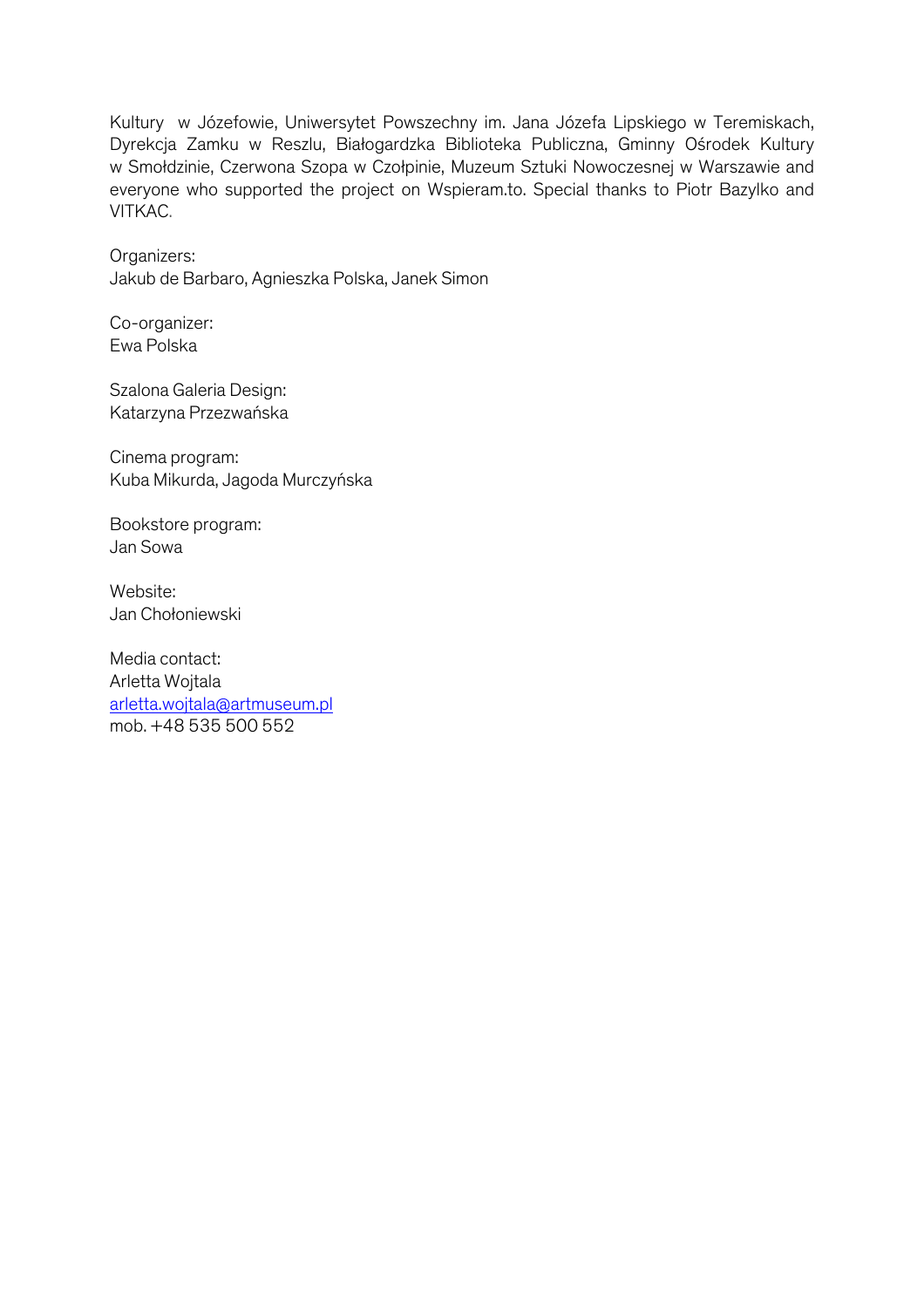Kultury w Józefowie, Uniwersytet Powszechny im. Jana Józefa Lipskiego w Teremiskach, Dyrekcja Zamku w Reszlu, Białogardzka Biblioteka Publiczna, Gminny Ośrodek Kultury w Smołdzinie, Czerwona Szopa w Czołpinie, Muzeum Sztuki Nowoczesnej w Warszawie and everyone who supported the project on Wspieram.to. Special thanks to Piotr Bazylko and VITKAC.

Organizers:
Jakub de Barbaro, Agnieszka Polska, Janek Simon

Co-organizer:
Ewa Polska

Szalona Galeria Design:
Katarzyna Przezwańska

Cinema program:
Kuba Mikurda, Jagoda Murczyńska

Bookstore program:
Jan Sowa

Website:
Jan Chołoniewski

Media contact:
Arletta Wojtala
arletta.wojtala@artmuseum.pl
mob. +48 535 500 552